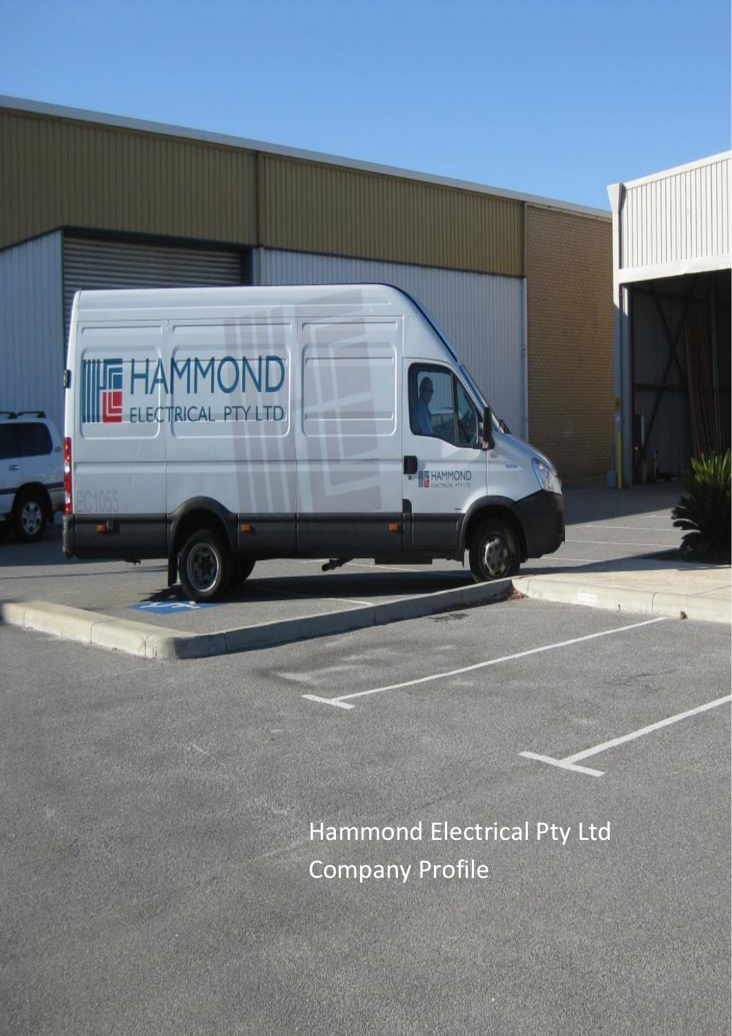Hammond Electrical Pty Ltd

Company Profile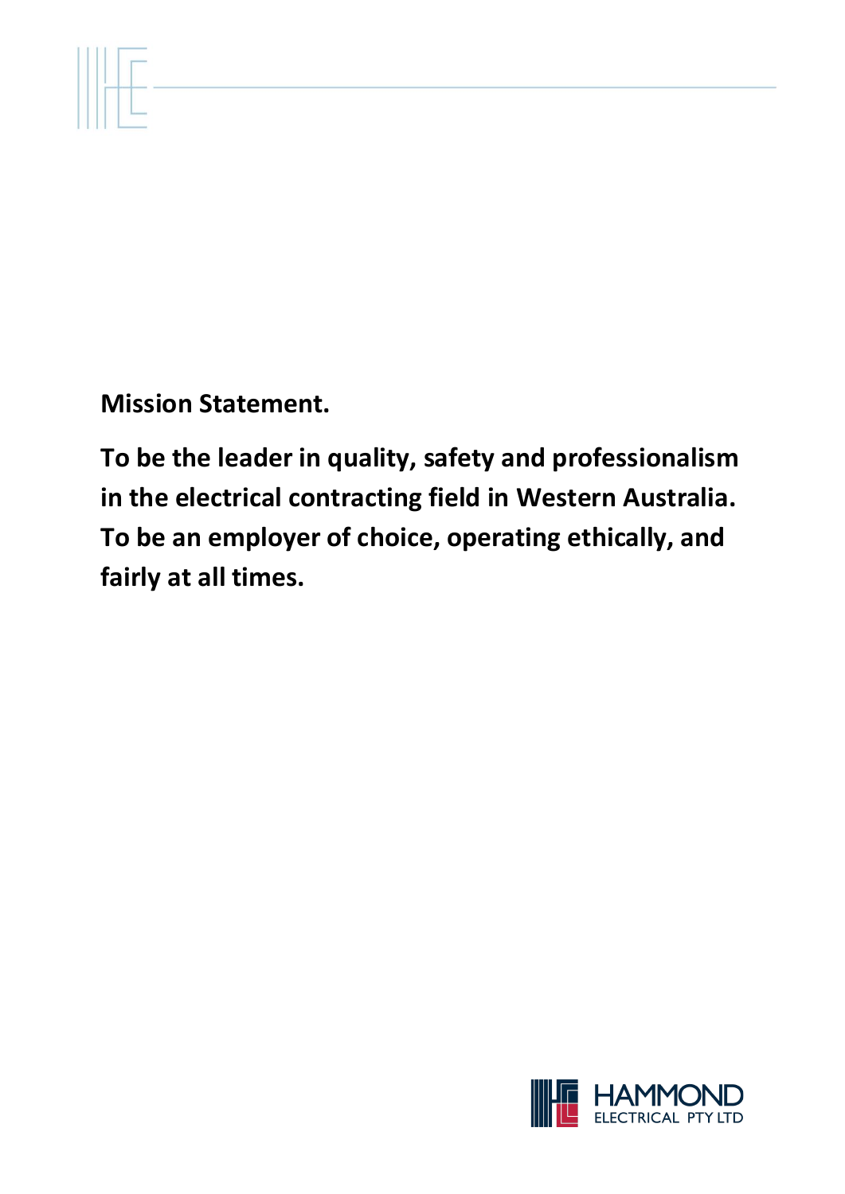**Mission Statement.**

**To be the leader in quality, safety and professionalism in the electrical contracting field in Western Australia. To be an employer of choice, operating ethically, and fairly at all times.**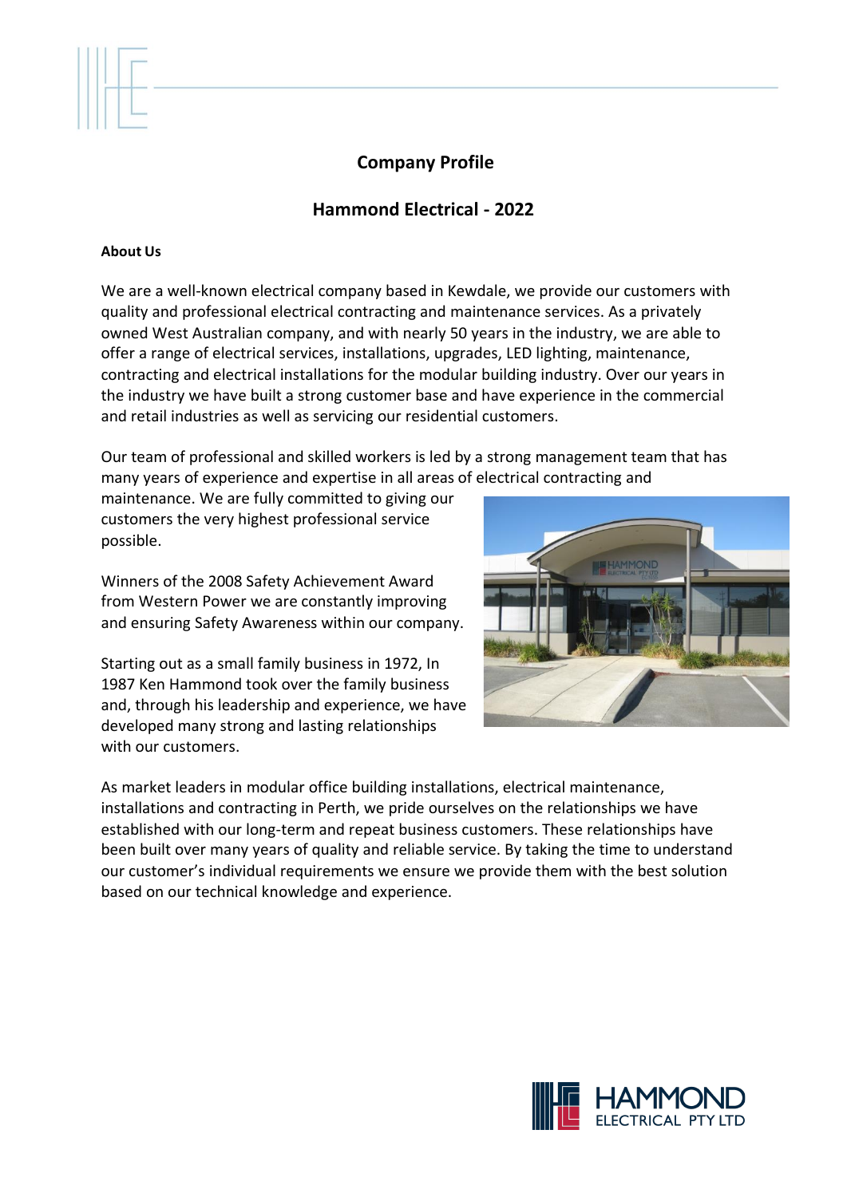# Company Profile

## Hammond Electrical - 2022

**About Us**

We are a well-known electrical company based in Kewdale, we provide our customers with quality and professional electrical contracting and maintenance services. As a privately owned West Australian company, and with nearly 50 years in the industry, we are able to offer a range of electrical services, installations, upgrades, LED lighting, maintenance, contracting and electrical installations for the modular building industry. Over our years in the industry we have built a strong customer base and have experience in the commercial and retail industries as well as servicing our residential customers.

Our team of professional and skilled workers is led by a strong management team that has many years of experience and expertise in all areas of electrical contracting and maintenance. We are fully committed to giving our customers the very highest professional service possible.

Winners of the 2008 Safety Achievement Award from Western Power we are constantly improving and ensuring Safety Awareness within our company.

Starting out as a small family business in 1972, In 1987 Ken Hammond took over the family business and, through his leadership and experience, we have developed many strong and lasting relationships with our customers.

As market leaders in modular office building installations, electrical maintenance, installations and contracting in Perth, we pride ourselves on the relationships we have established with our long-term and repeat business customers. These relationships have been built over many years of quality and reliable service. By taking the time to understand our customer's individual requirements we ensure we provide them with the best solution based on our technical knowledge and experience.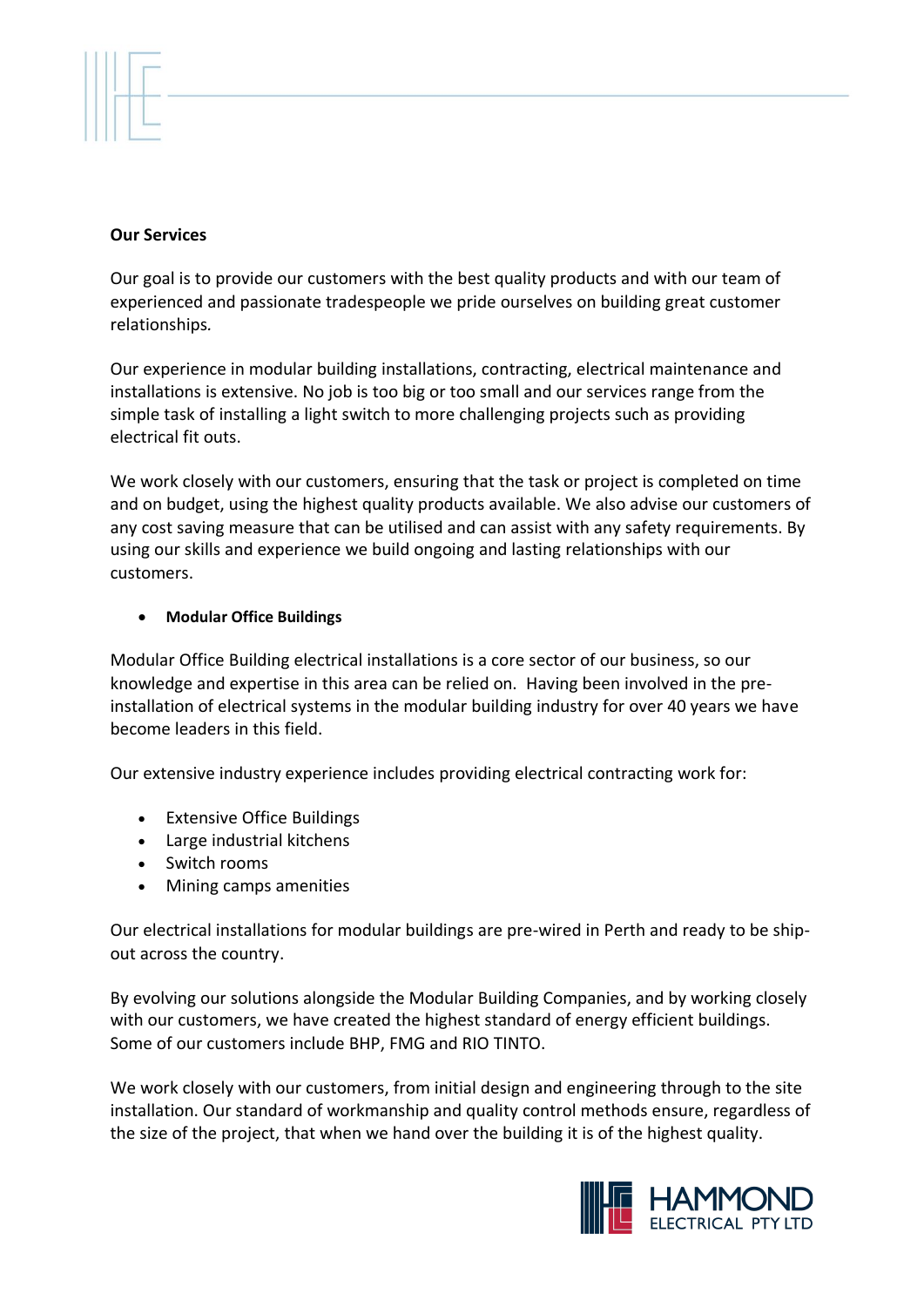**Our Services**

Our goal is to provide our customers with the best quality products and with our team of experienced and passionate tradespeople we pride ourselves on building great customer relationships.

Our experience in modular building installations, contracting, electrical maintenance and installations is extensive. No job is too big or too small and our services range from the simple task of installing a light switch to more challenging projects such as providing electrical fit outs.

We work closely with our customers, ensuring that the task or project is completed on time and on budget, using the highest quality products available. We also advise our customers of any cost saving measure that can be utilised and can assist with any safety requirements. By using our skills and experience we build ongoing and lasting relationships with our customers.

- **Modular Office Buildings**

Modular Office Building electrical installations is a core sector of our business, so our knowledge and expertise in this area can be relied on. Having been involved in the pre-installation of electrical systems in the modular building industry for over 40 years we have become leaders in this field.

Our extensive industry experience includes providing electrical contracting work for:

- Extensive Office Buildings
- Large industrial kitchens
- Switch rooms
- Mining camps amenities

Our electrical installations for modular buildings are pre-wired in Perth and ready to be ship-out across the country.

By evolving our solutions alongside the Modular Building Companies, and by working closely with our customers, we have created the highest standard of energy efficient buildings. Some of our customers include BHP, FMG and RIO TINTO.

We work closely with our customers, from initial design and engineering through to the site installation. Our standard of workmanship and quality control methods ensure, regardless of the size of the project, that when we hand over the building it is of the highest quality.

HAMMOND ELECTRICAL PTY LTD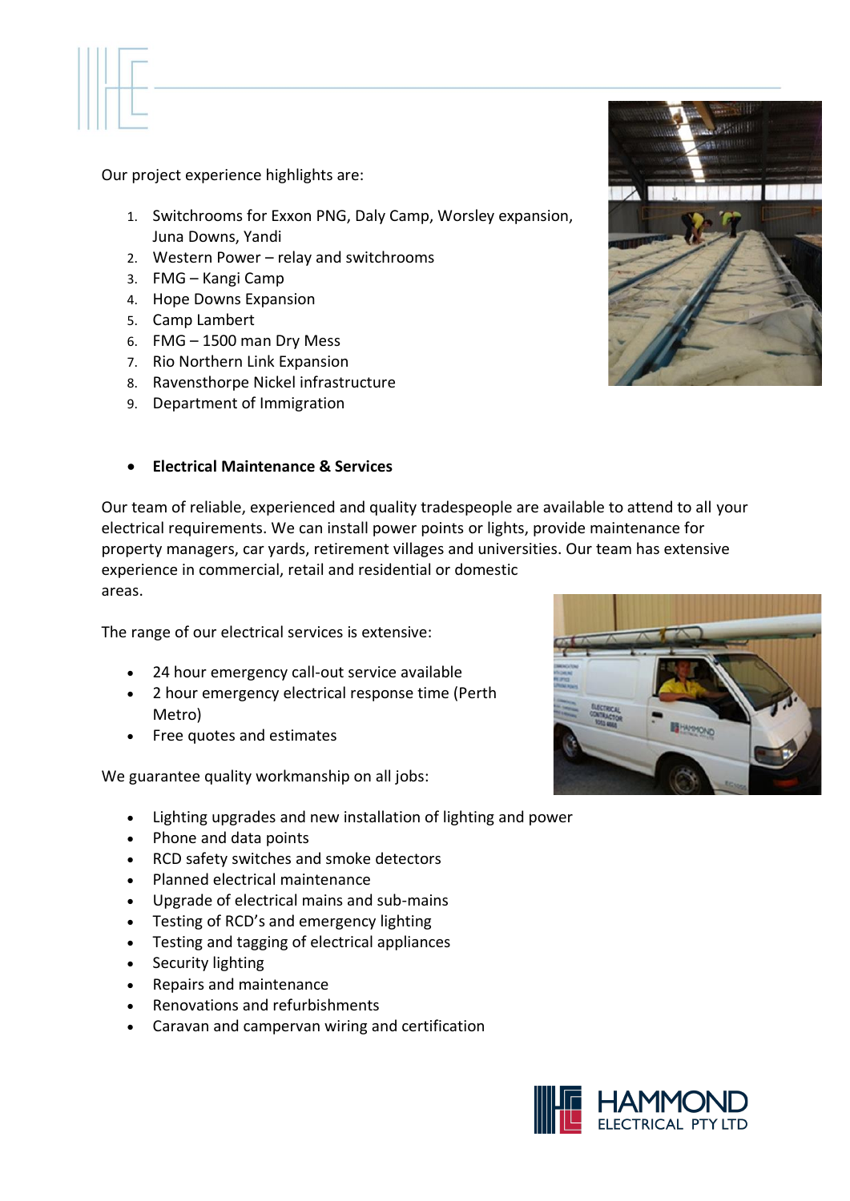Our project experience highlights are:

1. Switchrooms for Exxon PNG, Daly Camp, Worsley expansion, Juna Downs, Yandi
2. Western Power – relay and switchrooms
3. FMG – Kangi Camp
4. Hope Downs Expansion
5. Camp Lambert
6. FMG – 1500 man Dry Mess
7. Rio Northern Link Expansion
8. Ravensthorpe Nickel infrastructure
9. Department of Immigration

- **Electrical Maintenance & Services**

Our team of reliable, experienced and quality tradespeople are available to attend to all your electrical requirements. We can install power points or lights, provide maintenance for property managers, car yards, retirement villages and universities. Our team has extensive experience in commercial, retail and residential or domestic areas.

The range of our electrical services is extensive:

- 24 hour emergency call-out service available
- 2 hour emergency electrical response time (Perth Metro)
- Free quotes and estimates

We guarantee quality workmanship on all jobs:

- Lighting upgrades and new installation of lighting and power
- Phone and data points
- RCD safety switches and smoke detectors
- Planned electrical maintenance
- Upgrade of electrical mains and sub-mains
- Testing of RCD's and emergency lighting
- Testing and tagging of electrical appliances
- Security lighting
- Repairs and maintenance
- Renovations and refurbishments
- Caravan and campervan wiring and certification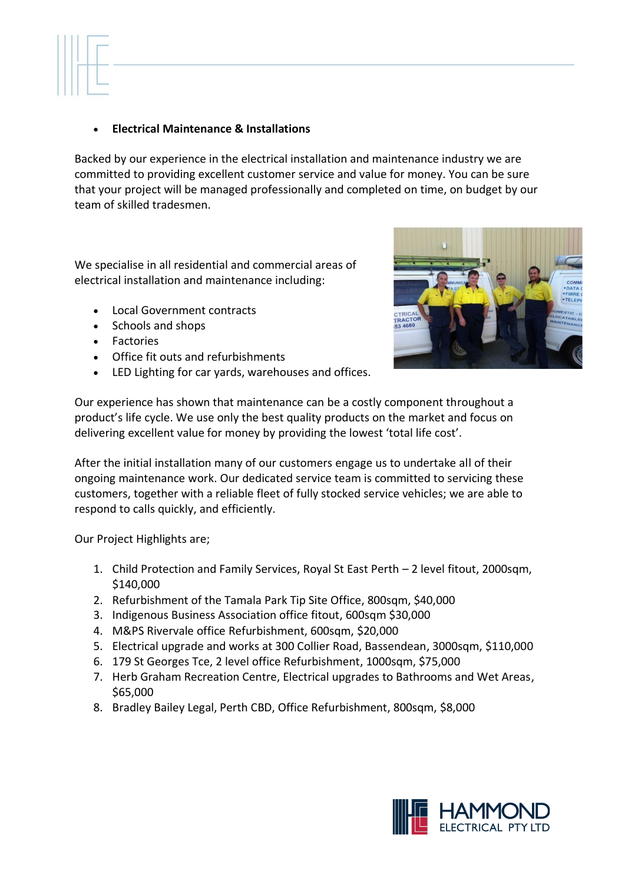- **Electrical Maintenance & Installations**

Backed by our experience in the electrical installation and maintenance industry we are committed to providing excellent customer service and value for money. You can be sure that your project will be managed professionally and completed on time, on budget by our team of skilled tradesmen.

We specialise in all residential and commercial areas of electrical installation and maintenance including:

- Local Government contracts
- Schools and shops
- Factories
- Office fit outs and refurbishments
- LED Lighting for car yards, warehouses and offices.

Our experience has shown that maintenance can be a costly component throughout a product's life cycle. We use only the best quality products on the market and focus on delivering excellent value for money by providing the lowest 'total life cost'.

After the initial installation many of our customers engage us to undertake all of their ongoing maintenance work. Our dedicated service team is committed to servicing these customers, together with a reliable fleet of fully stocked service vehicles; we are able to respond to calls quickly, and efficiently.

Our Project Highlights are;

1. Child Protection and Family Services, Royal St East Perth – 2 level fitout, 2000sqm, $140,000
2. Refurbishment of the Tamala Park Tip Site Office, 800sqm, $40,000
3. Indigenous Business Association office fitout, 600sqm $30,000
4. M&PS Rivervale office Refurbishment, 600sqm, $20,000
5. Electrical upgrade and works at 300 Collier Road, Bassendean, 3000sqm, $110,000
6. 179 St Georges Tce, 2 level office Refurbishment, 1000sqm, $75,000
7. Herb Graham Recreation Centre, Electrical upgrades to Bathrooms and Wet Areas, $65,000
8. Bradley Bailey Legal, Perth CBD, Office Refurbishment, 800sqm, $8,000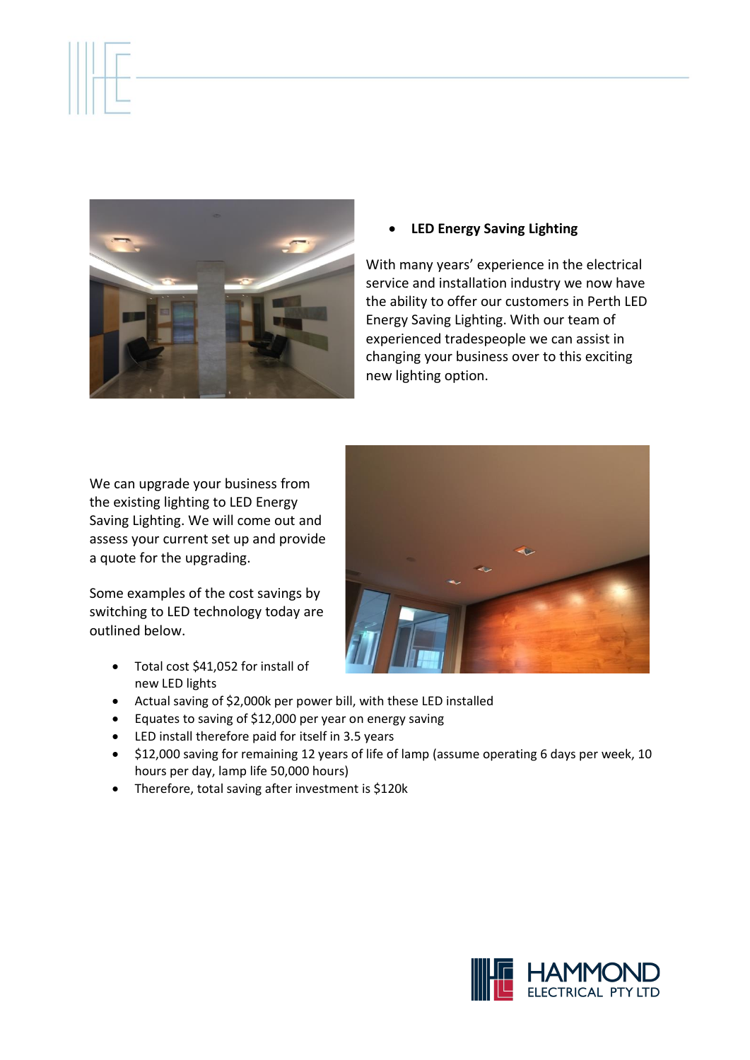- **LED Energy Saving Lighting**

With many years' experience in the electrical service and installation industry we now have the ability to offer our customers in Perth LED Energy Saving Lighting. With our team of experienced tradespeople we can assist in changing your business over to this exciting new lighting option.

We can upgrade your business from the existing lighting to LED Energy Saving Lighting. We will come out and assess your current set up and provide a quote for the upgrading.

Some examples of the cost savings by switching to LED technology today are outlined below.

- Total cost $41,052 for install of new LED lights
- Actual saving of $2,000k per power bill, with these LED installed
- Equates to saving of $12,000 per year on energy saving
- LED install therefore paid for itself in 3.5 years
- $12,000 saving for remaining 12 years of life of lamp (assume operating 6 days per week, 10 hours per day, lamp life 50,000 hours)
- Therefore, total saving after investment is $120k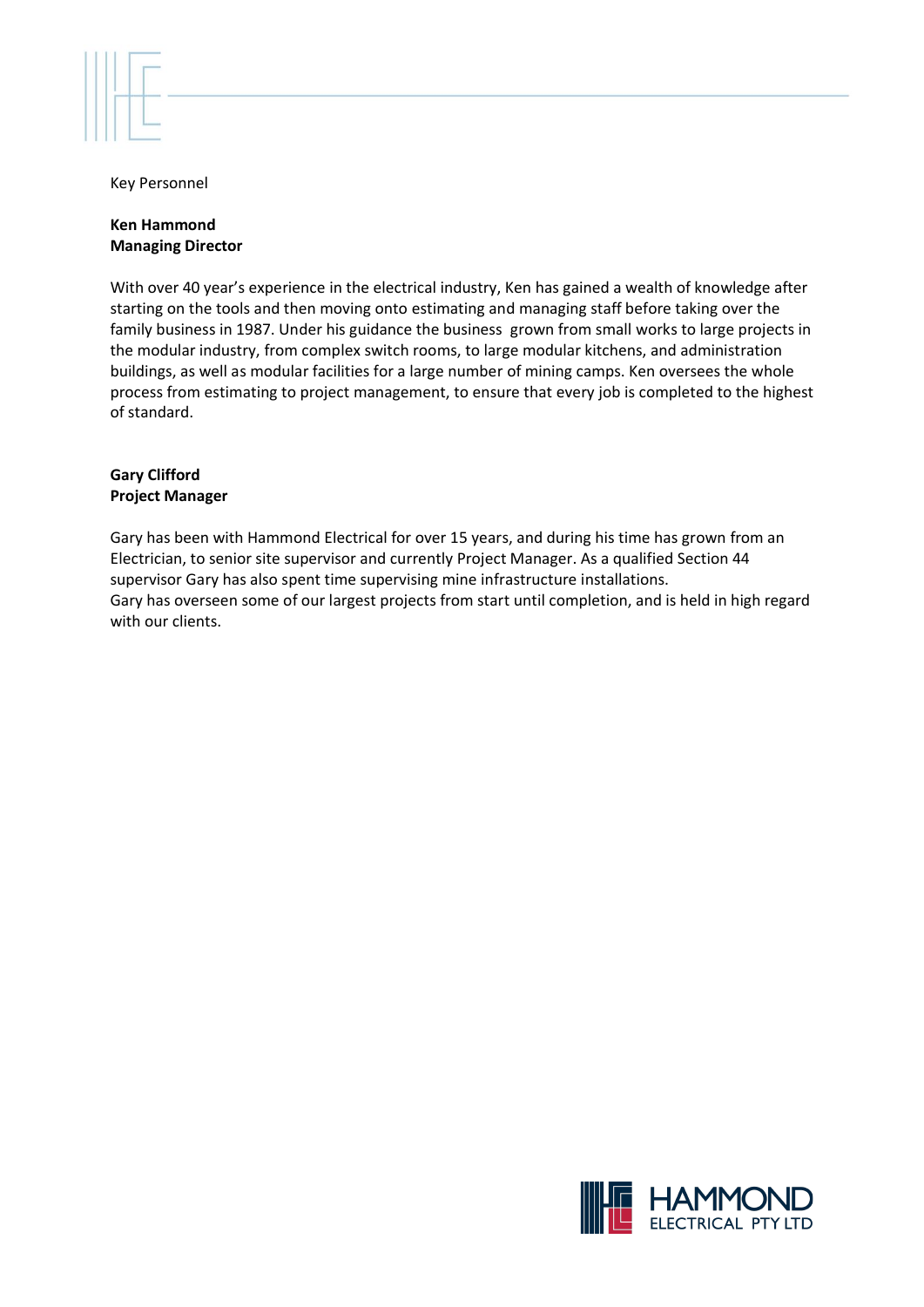Key Personnel

**Ken Hammond**
**Managing Director**

With over 40 year's experience in the electrical industry, Ken has gained a wealth of knowledge after starting on the tools and then moving onto estimating and managing staff before taking over the family business in 1987. Under his guidance the business grown from small works to large projects in the modular industry, from complex switch rooms, to large modular kitchens, and administration buildings, as well as modular facilities for a large number of mining camps. Ken oversees the whole process from estimating to project management, to ensure that every job is completed to the highest of standard.

**Gary Clifford**
**Project Manager**

Gary has been with Hammond Electrical for over 15 years, and during his time has grown from an Electrician, to senior site supervisor and currently Project Manager. As a qualified Section 44 supervisor Gary has also spent time supervising mine infrastructure installations.
Gary has overseen some of our largest projects from start until completion, and is held in high regard with our clients.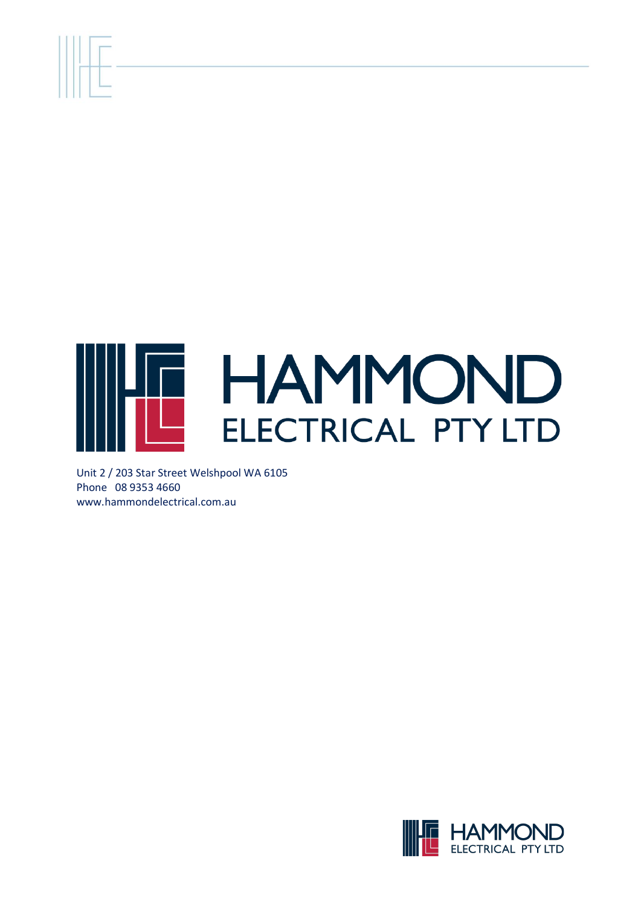HAMMOND

ELECTRICAL PTY LTD

Unit 2 / 203 Star Street Welshpool WA 6105
Phone 08 9353 4660
www.hammondelectrical.com.au